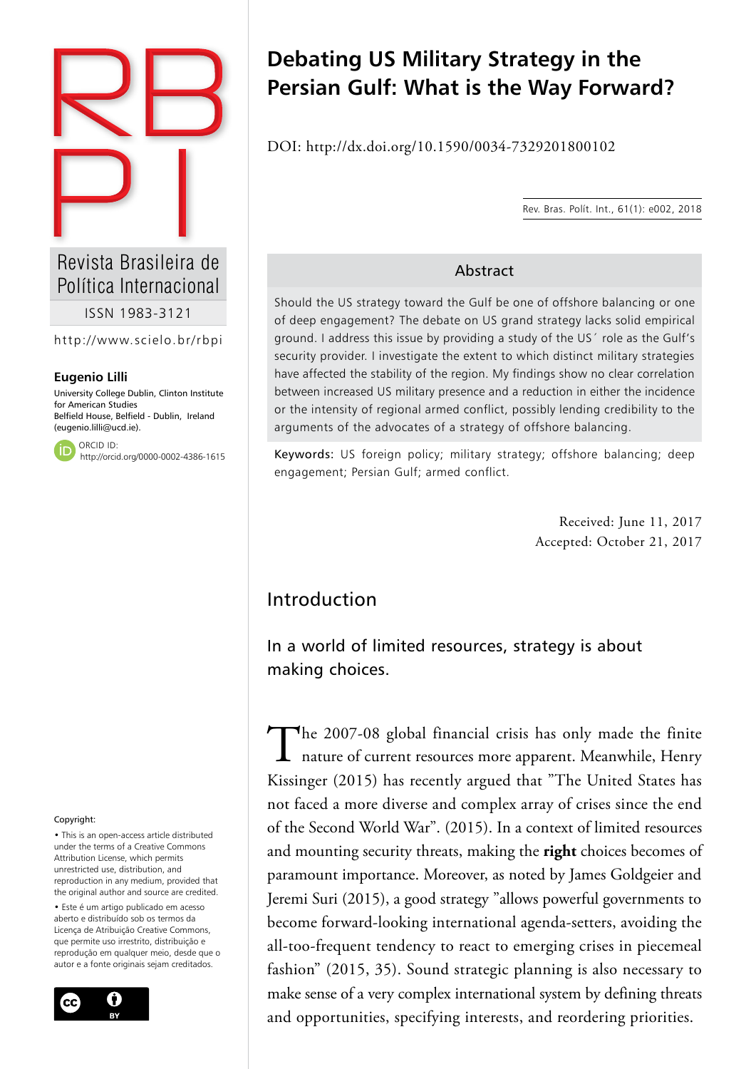# Debating US Military Strategy in the Persian Gulf: What is the Way Forward?

DOI: http://dx.doi.org/10.1590/0034-7329201800102

Rev. Bras. Polít. Int., 61(1): e002, 2018

Revista Brasileira de Política Internacional

ISSN 1983-3121

http://www.scielo.br/rbpi

**Eugenio Lilli**

University College Dublin, Clinton Institute for American Studies
Belfield House, Belfield - Dublin, Ireland
(eugenio.lilli@ucd.ie).

ORCID ID:
http://orcid.org/0000-0002-4386-1615

### Abstract

Should the US strategy toward the Gulf be one of offshore balancing or one of deep engagement? The debate on US grand strategy lacks solid empirical ground. I address this issue by providing a study of the US´ role as the Gulf's security provider. I investigate the extent to which distinct military strategies have affected the stability of the region. My findings show no clear correlation between increased US military presence and a reduction in either the incidence or the intensity of regional armed conflict, possibly lending credibility to the arguments of the advocates of a strategy of offshore balancing.

Keywords: US foreign policy; military strategy; offshore balancing; deep engagement; Persian Gulf; armed conflict.

Received: June 11, 2017
Accepted: October 21, 2017

## Introduction

In a world of limited resources, strategy is about making choices.

The 2007-08 global financial crisis has only made the finite nature of current resources more apparent. Meanwhile, Henry Kissinger (2015) has recently argued that "The United States has not faced a more diverse and complex array of crises since the end of the Second World War". (2015). In a context of limited resources and mounting security threats, making the **right** choices becomes of paramount importance. Moreover, as noted by James Goldgeier and Jeremi Suri (2015), a good strategy "allows powerful governments to become forward-looking international agenda-setters, avoiding the all-too-frequent tendency to react to emerging crises in piecemeal fashion" (2015, 35). Sound strategic planning is also necessary to make sense of a very complex international system by defining threats and opportunities, specifying interests, and reordering priorities.

Copyright:

• This is an open-access article distributed under the terms of a Creative Commons Attribution License, which permits unrestricted use, distribution, and reproduction in any medium, provided that the original author and source are credited.

• Este é um artigo publicado em acesso aberto e distribuído sob os termos da Licença de Atribuição Creative Commons, que permite uso irrestrito, distribuição e reprodução em qualquer meio, desde que o autor e a fonte originais sejam creditados.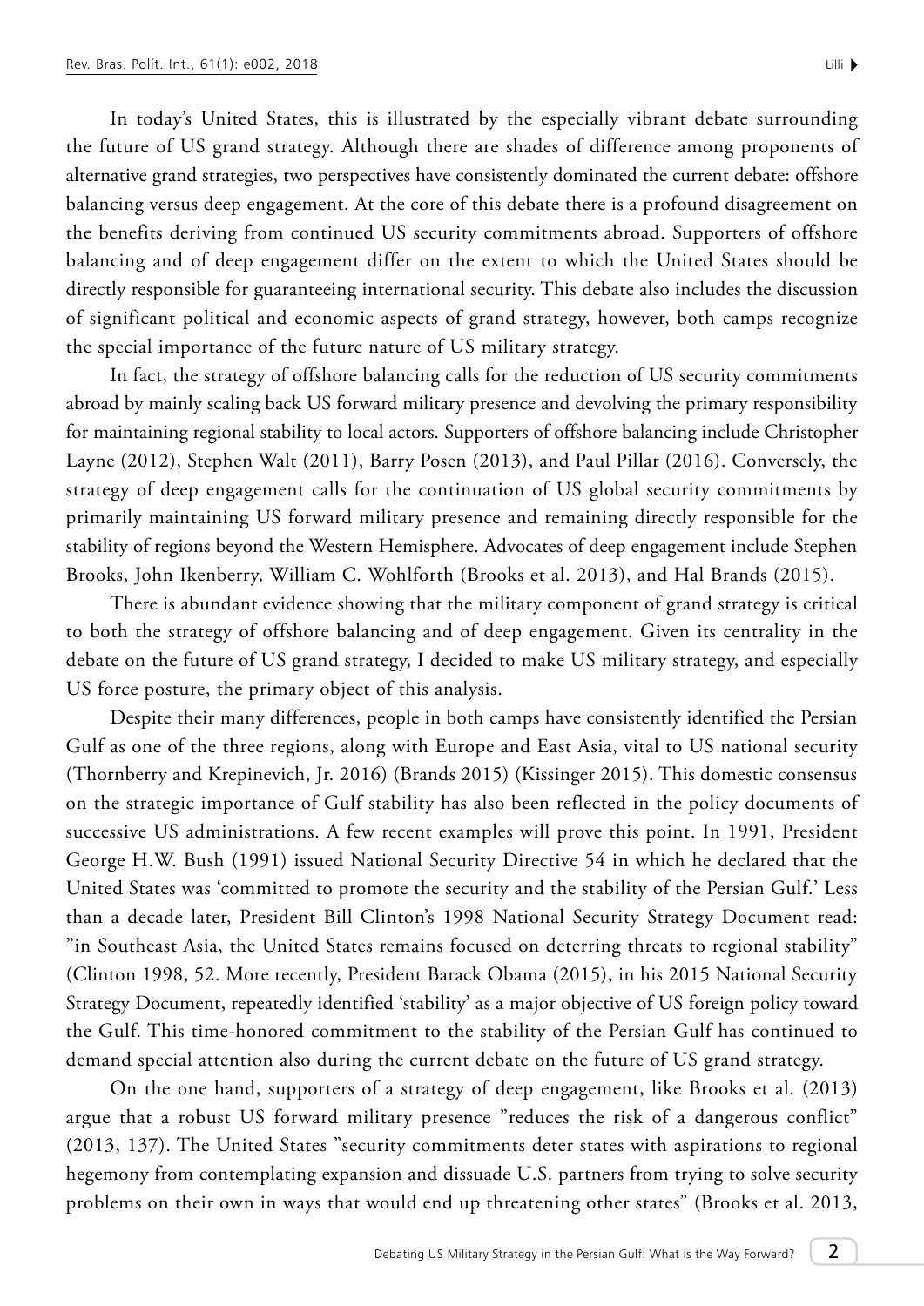In today's United States, this is illustrated by the especially vibrant debate surrounding the future of US grand strategy. Although there are shades of difference among proponents of alternative grand strategies, two perspectives have consistently dominated the current debate: offshore balancing versus deep engagement. At the core of this debate there is a profound disagreement on the benefits deriving from continued US security commitments abroad. Supporters of offshore balancing and of deep engagement differ on the extent to which the United States should be directly responsible for guaranteeing international security. This debate also includes the discussion of significant political and economic aspects of grand strategy, however, both camps recognize the special importance of the future nature of US military strategy.

In fact, the strategy of offshore balancing calls for the reduction of US security commitments abroad by mainly scaling back US forward military presence and devolving the primary responsibility for maintaining regional stability to local actors. Supporters of offshore balancing include Christopher Layne (2012), Stephen Walt (2011), Barry Posen (2013), and Paul Pillar (2016). Conversely, the strategy of deep engagement calls for the continuation of US global security commitments by primarily maintaining US forward military presence and remaining directly responsible for the stability of regions beyond the Western Hemisphere. Advocates of deep engagement include Stephen Brooks, John Ikenberry, William C. Wohlforth (Brooks et al. 2013), and Hal Brands (2015).

There is abundant evidence showing that the military component of grand strategy is critical to both the strategy of offshore balancing and of deep engagement. Given its centrality in the debate on the future of US grand strategy, I decided to make US military strategy, and especially US force posture, the primary object of this analysis.

Despite their many differences, people in both camps have consistently identified the Persian Gulf as one of the three regions, along with Europe and East Asia, vital to US national security (Thornberry and Krepinevich, Jr. 2016) (Brands 2015) (Kissinger 2015). This domestic consensus on the strategic importance of Gulf stability has also been reflected in the policy documents of successive US administrations. A few recent examples will prove this point. In 1991, President George H.W. Bush (1991) issued National Security Directive 54 in which he declared that the United States was 'committed to promote the security and the stability of the Persian Gulf.' Less than a decade later, President Bill Clinton's 1998 National Security Strategy Document read: "in Southeast Asia, the United States remains focused on deterring threats to regional stability" (Clinton 1998, 52. More recently, President Barack Obama (2015), in his 2015 National Security Strategy Document, repeatedly identified 'stability' as a major objective of US foreign policy toward the Gulf. This time-honored commitment to the stability of the Persian Gulf has continued to demand special attention also during the current debate on the future of US grand strategy.

On the one hand, supporters of a strategy of deep engagement, like Brooks et al. (2013) argue that a robust US forward military presence "reduces the risk of a dangerous conflict" (2013, 137). The United States "security commitments deter states with aspirations to regional hegemony from contemplating expansion and dissuade U.S. partners from trying to solve security problems on their own in ways that would end up threatening other states" (Brooks et al. 2013,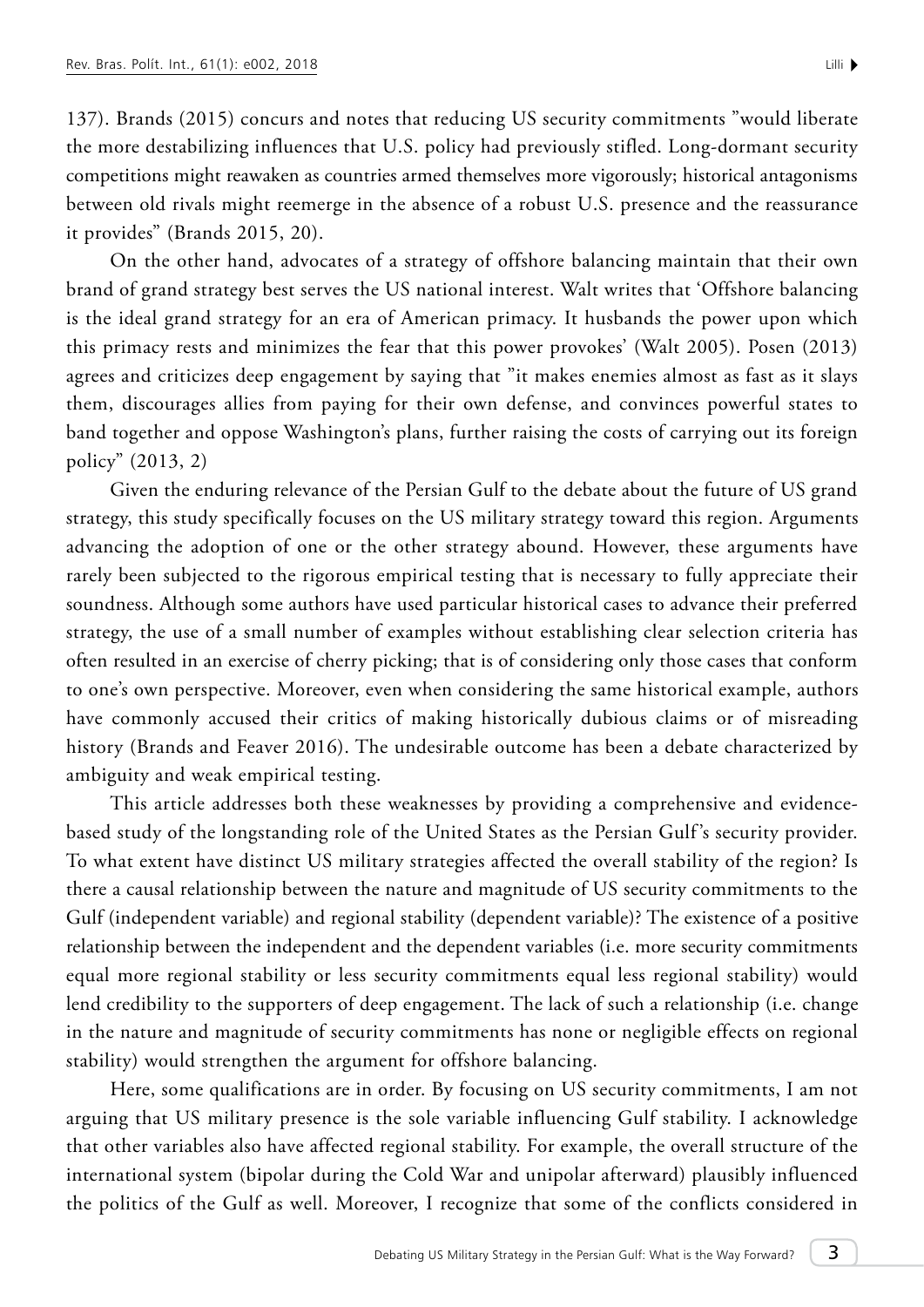137). Brands (2015) concurs and notes that reducing US security commitments "would liberate the more destabilizing influences that U.S. policy had previously stifled. Long-dormant security competitions might reawaken as countries armed themselves more vigorously; historical antagonisms between old rivals might reemerge in the absence of a robust U.S. presence and the reassurance it provides" (Brands 2015, 20).

On the other hand, advocates of a strategy of offshore balancing maintain that their own brand of grand strategy best serves the US national interest. Walt writes that 'Offshore balancing is the ideal grand strategy for an era of American primacy. It husbands the power upon which this primacy rests and minimizes the fear that this power provokes' (Walt 2005). Posen (2013) agrees and criticizes deep engagement by saying that "it makes enemies almost as fast as it slays them, discourages allies from paying for their own defense, and convinces powerful states to band together and oppose Washington's plans, further raising the costs of carrying out its foreign policy" (2013, 2)

Given the enduring relevance of the Persian Gulf to the debate about the future of US grand strategy, this study specifically focuses on the US military strategy toward this region. Arguments advancing the adoption of one or the other strategy abound. However, these arguments have rarely been subjected to the rigorous empirical testing that is necessary to fully appreciate their soundness. Although some authors have used particular historical cases to advance their preferred strategy, the use of a small number of examples without establishing clear selection criteria has often resulted in an exercise of cherry picking; that is of considering only those cases that conform to one's own perspective. Moreover, even when considering the same historical example, authors have commonly accused their critics of making historically dubious claims or of misreading history (Brands and Feaver 2016). The undesirable outcome has been a debate characterized by ambiguity and weak empirical testing.

This article addresses both these weaknesses by providing a comprehensive and evidence-based study of the longstanding role of the United States as the Persian Gulf's security provider. To what extent have distinct US military strategies affected the overall stability of the region? Is there a causal relationship between the nature and magnitude of US security commitments to the Gulf (independent variable) and regional stability (dependent variable)? The existence of a positive relationship between the independent and the dependent variables (i.e. more security commitments equal more regional stability or less security commitments equal less regional stability) would lend credibility to the supporters of deep engagement. The lack of such a relationship (i.e. change in the nature and magnitude of security commitments has none or negligible effects on regional stability) would strengthen the argument for offshore balancing.

Here, some qualifications are in order. By focusing on US security commitments, I am not arguing that US military presence is the sole variable influencing Gulf stability. I acknowledge that other variables also have affected regional stability. For example, the overall structure of the international system (bipolar during the Cold War and unipolar afterward) plausibly influenced the politics of the Gulf as well. Moreover, I recognize that some of the conflicts considered in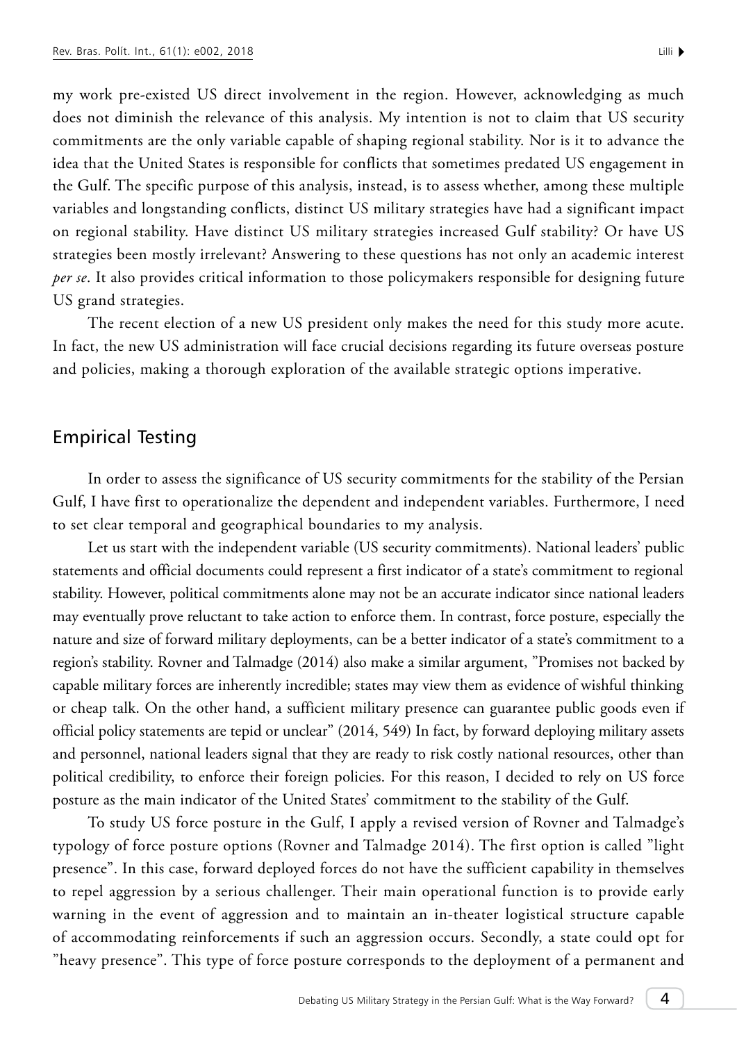my work pre-existed US direct involvement in the region. However, acknowledging as much does not diminish the relevance of this analysis. My intention is not to claim that US security commitments are the only variable capable of shaping regional stability. Nor is it to advance the idea that the United States is responsible for conflicts that sometimes predated US engagement in the Gulf. The specific purpose of this analysis, instead, is to assess whether, among these multiple variables and longstanding conflicts, distinct US military strategies have had a significant impact on regional stability. Have distinct US military strategies increased Gulf stability? Or have US strategies been mostly irrelevant? Answering to these questions has not only an academic interest *per se*. It also provides critical information to those policymakers responsible for designing future US grand strategies.

The recent election of a new US president only makes the need for this study more acute. In fact, the new US administration will face crucial decisions regarding its future overseas posture and policies, making a thorough exploration of the available strategic options imperative.

## Empirical Testing

In order to assess the significance of US security commitments for the stability of the Persian Gulf, I have first to operationalize the dependent and independent variables. Furthermore, I need to set clear temporal and geographical boundaries to my analysis.

Let us start with the independent variable (US security commitments). National leaders' public statements and official documents could represent a first indicator of a state's commitment to regional stability. However, political commitments alone may not be an accurate indicator since national leaders may eventually prove reluctant to take action to enforce them. In contrast, force posture, especially the nature and size of forward military deployments, can be a better indicator of a state's commitment to a region's stability. Rovner and Talmadge (2014) also make a similar argument, "Promises not backed by capable military forces are inherently incredible; states may view them as evidence of wishful thinking or cheap talk. On the other hand, a sufficient military presence can guarantee public goods even if official policy statements are tepid or unclear" (2014, 549) In fact, by forward deploying military assets and personnel, national leaders signal that they are ready to risk costly national resources, other than political credibility, to enforce their foreign policies. For this reason, I decided to rely on US force posture as the main indicator of the United States' commitment to the stability of the Gulf.

To study US force posture in the Gulf, I apply a revised version of Rovner and Talmadge's typology of force posture options (Rovner and Talmadge 2014). The first option is called "light presence". In this case, forward deployed forces do not have the sufficient capability in themselves to repel aggression by a serious challenger. Their main operational function is to provide early warning in the event of aggression and to maintain an in-theater logistical structure capable of accommodating reinforcements if such an aggression occurs. Secondly, a state could opt for "heavy presence". This type of force posture corresponds to the deployment of a permanent and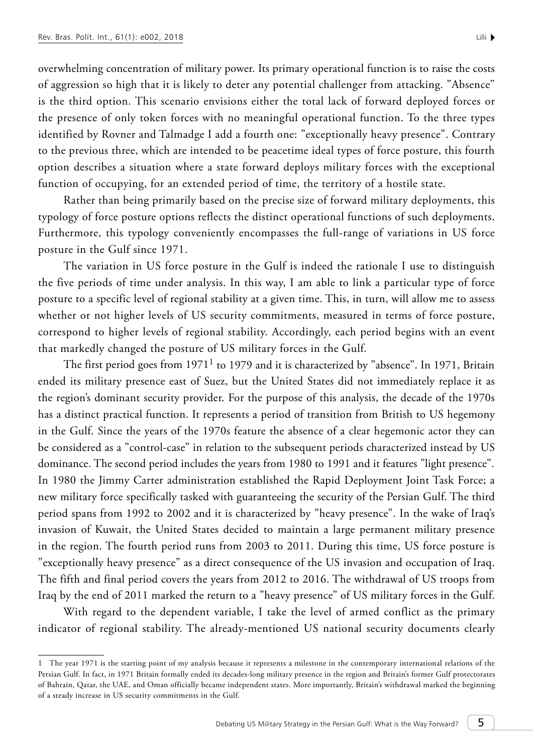overwhelming concentration of military power. Its primary operational function is to raise the costs of aggression so high that it is likely to deter any potential challenger from attacking. ”Absence” is the third option. This scenario envisions either the total lack of forward deployed forces or the presence of only token forces with no meaningful operational function. To the three types identified by Rovner and Talmadge I add a fourth one: ”exceptionally heavy presence”. Contrary to the previous three, which are intended to be peacetime ideal types of force posture, this fourth option describes a situation where a state forward deploys military forces with the exceptional function of occupying, for an extended period of time, the territory of a hostile state.

Rather than being primarily based on the precise size of forward military deployments, this typology of force posture options reflects the distinct operational functions of such deployments. Furthermore, this typology conveniently encompasses the full-range of variations in US force posture in the Gulf since 1971.

The variation in US force posture in the Gulf is indeed the rationale I use to distinguish the five periods of time under analysis. In this way, I am able to link a particular type of force posture to a specific level of regional stability at a given time. This, in turn, will allow me to assess whether or not higher levels of US security commitments, measured in terms of force posture, correspond to higher levels of regional stability. Accordingly, each period begins with an event that markedly changed the posture of US military forces in the Gulf.

The first period goes from 1971[1] to 1979 and it is characterized by ”absence”. In 1971, Britain ended its military presence east of Suez, but the United States did not immediately replace it as the region's dominant security provider. For the purpose of this analysis, the decade of the 1970s has a distinct practical function. It represents a period of transition from British to US hegemony in the Gulf. Since the years of the 1970s feature the absence of a clear hegemonic actor they can be considered as a ”control-case” in relation to the subsequent periods characterized instead by US dominance. The second period includes the years from 1980 to 1991 and it features ”light presence”. In 1980 the Jimmy Carter administration established the Rapid Deployment Joint Task Force; a new military force specifically tasked with guaranteeing the security of the Persian Gulf. The third period spans from 1992 to 2002 and it is characterized by ”heavy presence”. In the wake of Iraq's invasion of Kuwait, the United States decided to maintain a large permanent military presence in the region. The fourth period runs from 2003 to 2011. During this time, US force posture is ”exceptionally heavy presence” as a direct consequence of the US invasion and occupation of Iraq. The fifth and final period covers the years from 2012 to 2016. The withdrawal of US troops from Iraq by the end of 2011 marked the return to a ”heavy presence” of US military forces in the Gulf.

With regard to the dependent variable, I take the level of armed conflict as the primary indicator of regional stability. The already-mentioned US national security documents clearly

---

[1] The year 1971 is the starting point of my analysis because it represents a milestone in the contemporary international relations of the Persian Gulf. In fact, in 1971 Britain formally ended its decades-long military presence in the region and Britain's former Gulf protectorates of Bahrain, Qatar, the UAE, and Oman officially became independent states. More importantly, Britain's withdrawal marked the beginning of a steady increase in US security commitments in the Gulf.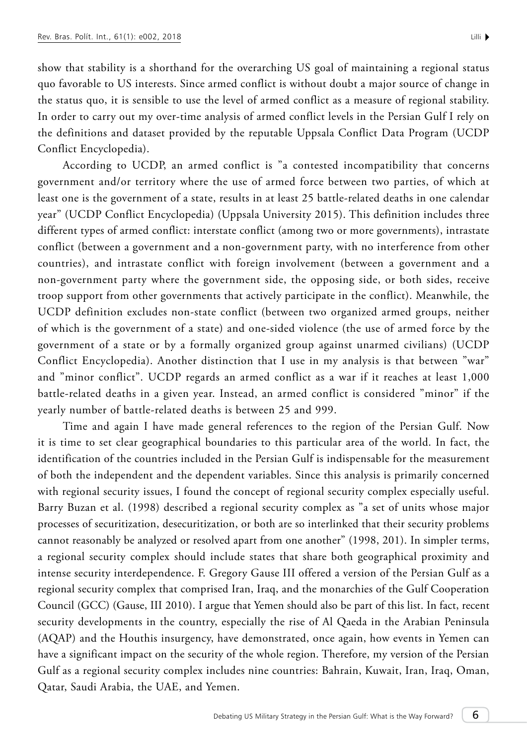show that stability is a shorthand for the overarching US goal of maintaining a regional status quo favorable to US interests. Since armed conflict is without doubt a major source of change in the status quo, it is sensible to use the level of armed conflict as a measure of regional stability. In order to carry out my over-time analysis of armed conflict levels in the Persian Gulf I rely on the definitions and dataset provided by the reputable Uppsala Conflict Data Program (UCDP Conflict Encyclopedia).

According to UCDP, an armed conflict is "a contested incompatibility that concerns government and/or territory where the use of armed force between two parties, of which at least one is the government of a state, results in at least 25 battle-related deaths in one calendar year" (UCDP Conflict Encyclopedia) (Uppsala University 2015). This definition includes three different types of armed conflict: interstate conflict (among two or more governments), intrastate conflict (between a government and a non-government party, with no interference from other countries), and intrastate conflict with foreign involvement (between a government and a non-government party where the government side, the opposing side, or both sides, receive troop support from other governments that actively participate in the conflict). Meanwhile, the UCDP definition excludes non-state conflict (between two organized armed groups, neither of which is the government of a state) and one-sided violence (the use of armed force by the government of a state or by a formally organized group against unarmed civilians) (UCDP Conflict Encyclopedia). Another distinction that I use in my analysis is that between "war" and "minor conflict". UCDP regards an armed conflict as a war if it reaches at least 1,000 battle-related deaths in a given year. Instead, an armed conflict is considered "minor" if the yearly number of battle-related deaths is between 25 and 999.

Time and again I have made general references to the region of the Persian Gulf. Now it is time to set clear geographical boundaries to this particular area of the world. In fact, the identification of the countries included in the Persian Gulf is indispensable for the measurement of both the independent and the dependent variables. Since this analysis is primarily concerned with regional security issues, I found the concept of regional security complex especially useful. Barry Buzan et al. (1998) described a regional security complex as "a set of units whose major processes of securitization, desecuritization, or both are so interlinked that their security problems cannot reasonably be analyzed or resolved apart from one another" (1998, 201). In simpler terms, a regional security complex should include states that share both geographical proximity and intense security interdependence. F. Gregory Gause III offered a version of the Persian Gulf as a regional security complex that comprised Iran, Iraq, and the monarchies of the Gulf Cooperation Council (GCC) (Gause, III 2010). I argue that Yemen should also be part of this list. In fact, recent security developments in the country, especially the rise of Al Qaeda in the Arabian Peninsula (AQAP) and the Houthis insurgency, have demonstrated, once again, how events in Yemen can have a significant impact on the security of the whole region. Therefore, my version of the Persian Gulf as a regional security complex includes nine countries: Bahrain, Kuwait, Iran, Iraq, Oman, Qatar, Saudi Arabia, the UAE, and Yemen.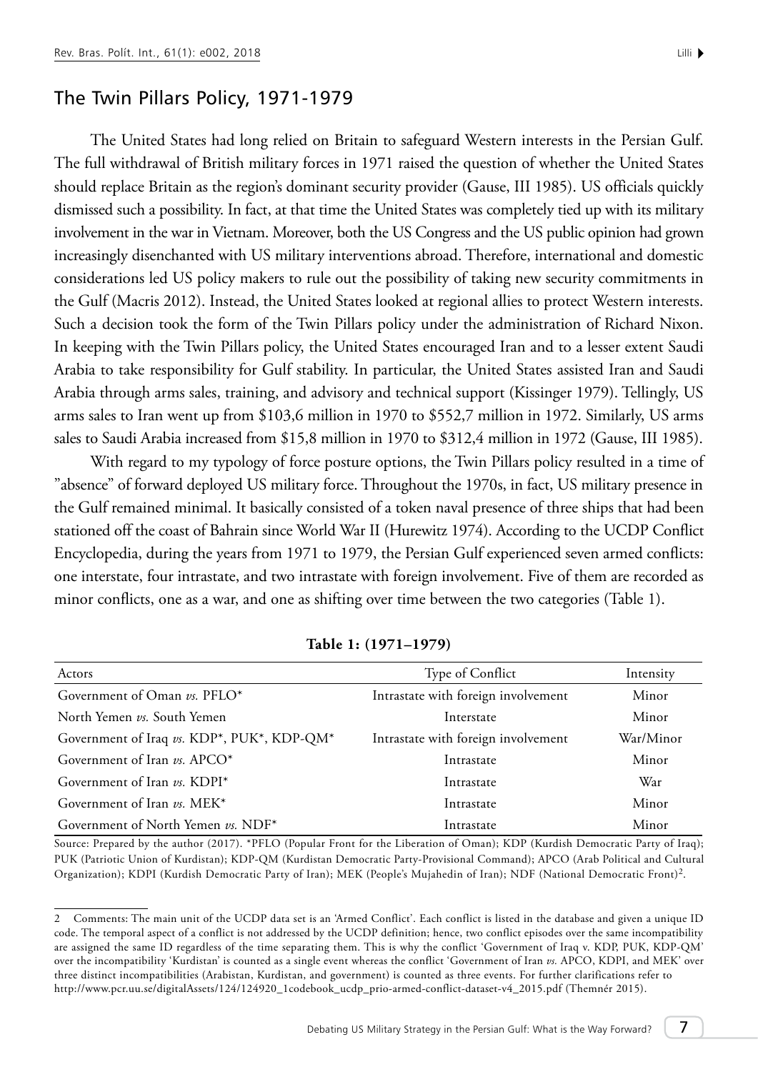## The Twin Pillars Policy, 1971-1979

The United States had long relied on Britain to safeguard Western interests in the Persian Gulf. The full withdrawal of British military forces in 1971 raised the question of whether the United States should replace Britain as the region's dominant security provider (Gause, III 1985). US officials quickly dismissed such a possibility. In fact, at that time the United States was completely tied up with its military involvement in the war in Vietnam. Moreover, both the US Congress and the US public opinion had grown increasingly disenchanted with US military interventions abroad. Therefore, international and domestic considerations led US policy makers to rule out the possibility of taking new security commitments in the Gulf (Macris 2012). Instead, the United States looked at regional allies to protect Western interests. Such a decision took the form of the Twin Pillars policy under the administration of Richard Nixon. In keeping with the Twin Pillars policy, the United States encouraged Iran and to a lesser extent Saudi Arabia to take responsibility for Gulf stability. In particular, the United States assisted Iran and Saudi Arabia through arms sales, training, and advisory and technical support (Kissinger 1979). Tellingly, US arms sales to Iran went up from $103,6 million in 1970 to $552,7 million in 1972. Similarly, US arms sales to Saudi Arabia increased from $15,8 million in 1970 to $312,4 million in 1972 (Gause, III 1985).

With regard to my typology of force posture options, the Twin Pillars policy resulted in a time of "absence" of forward deployed US military force. Throughout the 1970s, in fact, US military presence in the Gulf remained minimal. It basically consisted of a token naval presence of three ships that had been stationed off the coast of Bahrain since World War II (Hurewitz 1974). According to the UCDP Conflict Encyclopedia, during the years from 1971 to 1979, the Persian Gulf experienced seven armed conflicts: one interstate, four intrastate, and two intrastate with foreign involvement. Five of them are recorded as minor conflicts, one as a war, and one as shifting over time between the two categories (Table 1).

**Table 1: (1971–1979)**

| Actors | Type of Conflict | Intensity |
|---|---|---|
| Government of Oman *vs.* PFLO* | Intrastate with foreign involvement | Minor |
| North Yemen *vs.* South Yemen | Interstate | Minor |
| Government of Iraq *vs.* KDP*, PUK*, KDP-QM* | Intrastate with foreign involvement | War/Minor |
| Government of Iran *vs.* APCO* | Intrastate | Minor |
| Government of Iran *vs.* KDPI* | Intrastate | War |
| Government of Iran *vs.* MEK* | Intrastate | Minor |
| Government of North Yemen *vs.* NDF* | Intrastate | Minor |

Source: Prepared by the author (2017). *PFLO (Popular Front for the Liberation of Oman); KDP (Kurdish Democratic Party of Iraq); PUK (Patriotic Union of Kurdistan); KDP-QM (Kurdistan Democratic Party-Provisional Command); APCO (Arab Political and Cultural Organization); KDPI (Kurdish Democratic Party of Iran); MEK (People's Mujahedin of Iran); NDF (National Democratic Front)[2].

---

2 Comments: The main unit of the UCDP data set is an 'Armed Conflict'. Each conflict is listed in the database and given a unique ID code. The temporal aspect of a conflict is not addressed by the UCDP definition; hence, two conflict episodes over the same incompatibility are assigned the same ID regardless of the time separating them. This is why the conflict 'Government of Iraq v. KDP, PUK, KDP-QM' over the incompatibility 'Kurdistan' is counted as a single event whereas the conflict 'Government of Iran *vs.* APCO, KDPI, and MEK' over three distinct incompatibilities (Arabistan, Kurdistan, and government) is counted as three events. For further clarifications refer to http://www.pcr.uu.se/digitalAssets/124/124920_1codebook_ucdp_prio-armed-conflict-dataset-v4_2015.pdf (Themnér 2015).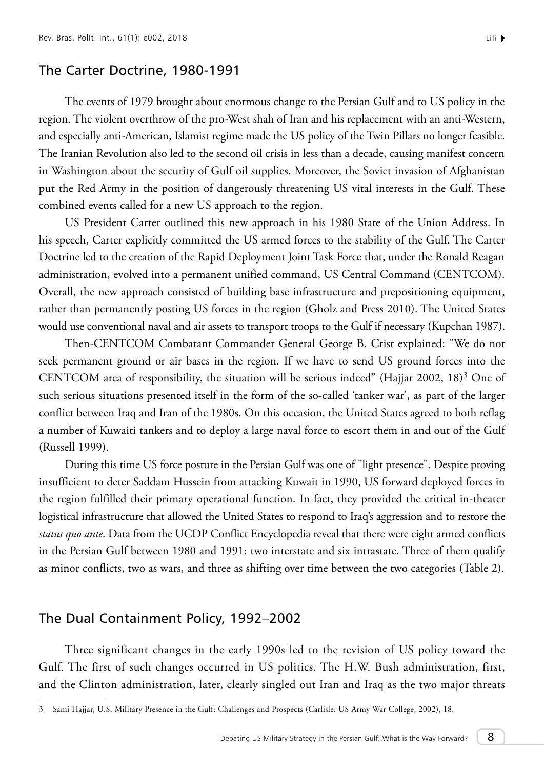## The Carter Doctrine, 1980-1991

The events of 1979 brought about enormous change to the Persian Gulf and to US policy in the region. The violent overthrow of the pro-West shah of Iran and his replacement with an anti-Western, and especially anti-American, Islamist regime made the US policy of the Twin Pillars no longer feasible. The Iranian Revolution also led to the second oil crisis in less than a decade, causing manifest concern in Washington about the security of Gulf oil supplies. Moreover, the Soviet invasion of Afghanistan put the Red Army in the position of dangerously threatening US vital interests in the Gulf. These combined events called for a new US approach to the region.

US President Carter outlined this new approach in his 1980 State of the Union Address. In his speech, Carter explicitly committed the US armed forces to the stability of the Gulf. The Carter Doctrine led to the creation of the Rapid Deployment Joint Task Force that, under the Ronald Reagan administration, evolved into a permanent unified command, US Central Command (CENTCOM). Overall, the new approach consisted of building base infrastructure and prepositioning equipment, rather than permanently posting US forces in the region (Gholz and Press 2010). The United States would use conventional naval and air assets to transport troops to the Gulf if necessary (Kupchan 1987).

Then-CENTCOM Combatant Commander General George B. Crist explained: "We do not seek permanent ground or air bases in the region. If we have to send US ground forces into the CENTCOM area of responsibility, the situation will be serious indeed" (Hajjar 2002, 18)[3] One of such serious situations presented itself in the form of the so-called 'tanker war', as part of the larger conflict between Iraq and Iran of the 1980s. On this occasion, the United States agreed to both reflag a number of Kuwaiti tankers and to deploy a large naval force to escort them in and out of the Gulf (Russell 1999).

During this time US force posture in the Persian Gulf was one of "light presence". Despite proving insufficient to deter Saddam Hussein from attacking Kuwait in 1990, US forward deployed forces in the region fulfilled their primary operational function. In fact, they provided the critical in-theater logistical infrastructure that allowed the United States to respond to Iraq's aggression and to restore the *status quo ante*. Data from the UCDP Conflict Encyclopedia reveal that there were eight armed conflicts in the Persian Gulf between 1980 and 1991: two interstate and six intrastate. Three of them qualify as minor conflicts, two as wars, and three as shifting over time between the two categories (Table 2).

## The Dual Containment Policy, 1992–2002

Three significant changes in the early 1990s led to the revision of US policy toward the Gulf. The first of such changes occurred in US politics. The H.W. Bush administration, first, and the Clinton administration, later, clearly singled out Iran and Iraq as the two major threats

---

3 Sami Hajjar, U.S. Military Presence in the Gulf: Challenges and Prospects (Carlisle: US Army War College, 2002), 18.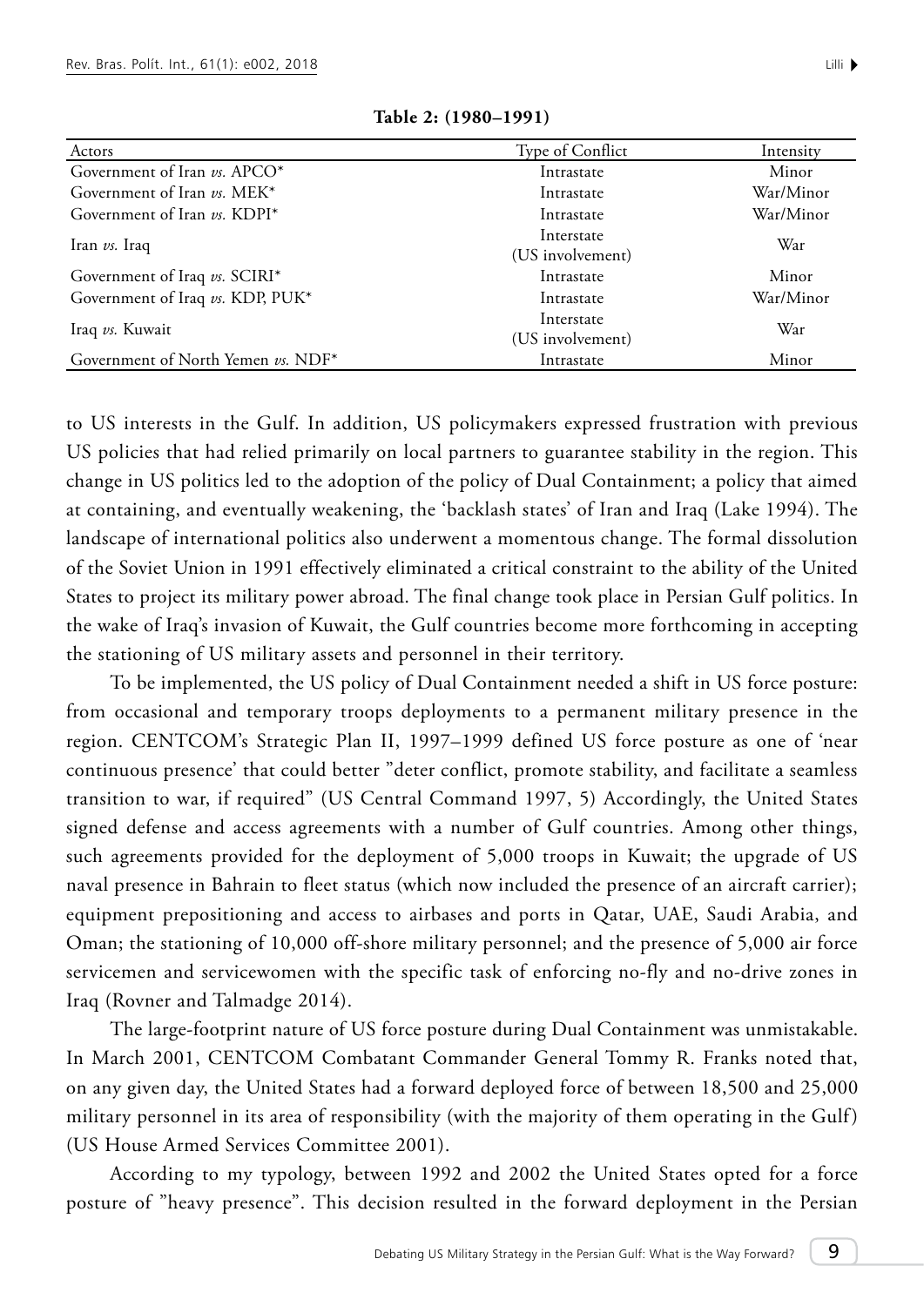**Table 2: (1980–1991)**

| Actors | Type of Conflict | Intensity |
|---|---|---|
| Government of Iran *vs.* APCO* | Intrastate | Minor |
| Government of Iran *vs.* MEK* | Intrastate | War/Minor |
| Government of Iran *vs.* KDPI* | Intrastate | War/Minor |
| Iran *vs.* Iraq | Interstate (US involvement) | War |
| Government of Iraq *vs.* SCIRI* | Intrastate | Minor |
| Government of Iraq *vs.* KDP, PUK* | Intrastate | War/Minor |
| Iraq *vs.* Kuwait | Interstate (US involvement) | War |
| Government of North Yemen *vs.* NDF* | Intrastate | Minor |

to US interests in the Gulf. In addition, US policymakers expressed frustration with previous US policies that had relied primarily on local partners to guarantee stability in the region. This change in US politics led to the adoption of the policy of Dual Containment; a policy that aimed at containing, and eventually weakening, the 'backlash states' of Iran and Iraq (Lake 1994). The landscape of international politics also underwent a momentous change. The formal dissolution of the Soviet Union in 1991 effectively eliminated a critical constraint to the ability of the United States to project its military power abroad. The final change took place in Persian Gulf politics. In the wake of Iraq's invasion of Kuwait, the Gulf countries become more forthcoming in accepting the stationing of US military assets and personnel in their territory.

To be implemented, the US policy of Dual Containment needed a shift in US force posture: from occasional and temporary troops deployments to a permanent military presence in the region. CENTCOM's Strategic Plan II, 1997–1999 defined US force posture as one of 'near continuous presence' that could better "deter conflict, promote stability, and facilitate a seamless transition to war, if required" (US Central Command 1997, 5) Accordingly, the United States signed defense and access agreements with a number of Gulf countries. Among other things, such agreements provided for the deployment of 5,000 troops in Kuwait; the upgrade of US naval presence in Bahrain to fleet status (which now included the presence of an aircraft carrier); equipment prepositioning and access to airbases and ports in Qatar, UAE, Saudi Arabia, and Oman; the stationing of 10,000 off-shore military personnel; and the presence of 5,000 air force servicemen and servicewomen with the specific task of enforcing no-fly and no-drive zones in Iraq (Rovner and Talmadge 2014).

The large-footprint nature of US force posture during Dual Containment was unmistakable. In March 2001, CENTCOM Combatant Commander General Tommy R. Franks noted that, on any given day, the United States had a forward deployed force of between 18,500 and 25,000 military personnel in its area of responsibility (with the majority of them operating in the Gulf) (US House Armed Services Committee 2001).

According to my typology, between 1992 and 2002 the United States opted for a force posture of "heavy presence". This decision resulted in the forward deployment in the Persian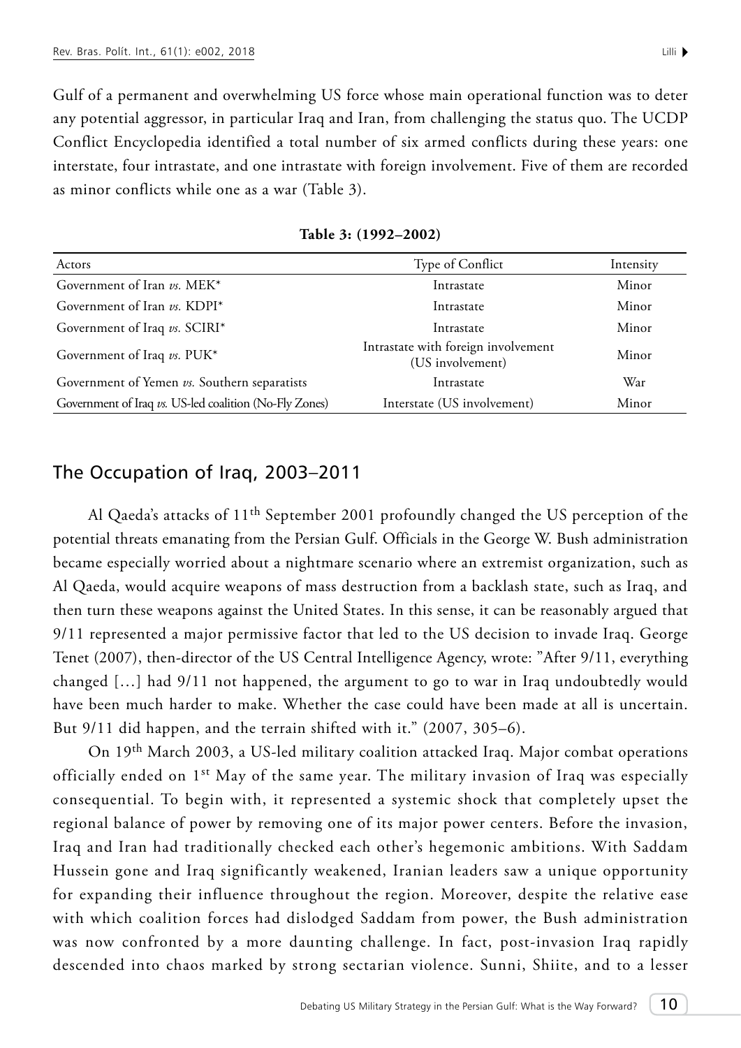Gulf of a permanent and overwhelming US force whose main operational function was to deter any potential aggressor, in particular Iraq and Iran, from challenging the status quo. The UCDP Conflict Encyclopedia identified a total number of six armed conflicts during these years: one interstate, four intrastate, and one intrastate with foreign involvement. Five of them are recorded as minor conflicts while one as a war (Table 3).

**Table 3: (1992–2002)**

| Actors | Type of Conflict | Intensity |
|---|---|---|
| Government of Iran *vs.* MEK* | Intrastate | Minor |
| Government of Iran *vs.* KDPI* | Intrastate | Minor |
| Government of Iraq *vs.* SCIRI* | Intrastate | Minor |
| Government of Iraq *vs.* PUK* | Intrastate with foreign involvement (US involvement) | Minor |
| Government of Yemen *vs.* Southern separatists | Intrastate | War |
| Government of Iraq *vs.* US-led coalition (No-Fly Zones) | Interstate (US involvement) | Minor |

## The Occupation of Iraq, 2003–2011

Al Qaeda's attacks of 11th September 2001 profoundly changed the US perception of the potential threats emanating from the Persian Gulf. Officials in the George W. Bush administration became especially worried about a nightmare scenario where an extremist organization, such as Al Qaeda, would acquire weapons of mass destruction from a backlash state, such as Iraq, and then turn these weapons against the United States. In this sense, it can be reasonably argued that 9/11 represented a major permissive factor that led to the US decision to invade Iraq. George Tenet (2007), then-director of the US Central Intelligence Agency, wrote: "After 9/11, everything changed […] had 9/11 not happened, the argument to go to war in Iraq undoubtedly would have been much harder to make. Whether the case could have been made at all is uncertain. But 9/11 did happen, and the terrain shifted with it." (2007, 305–6).

On 19th March 2003, a US-led military coalition attacked Iraq. Major combat operations officially ended on 1st May of the same year. The military invasion of Iraq was especially consequential. To begin with, it represented a systemic shock that completely upset the regional balance of power by removing one of its major power centers. Before the invasion, Iraq and Iran had traditionally checked each other's hegemonic ambitions. With Saddam Hussein gone and Iraq significantly weakened, Iranian leaders saw a unique opportunity for expanding their influence throughout the region. Moreover, despite the relative ease with which coalition forces had dislodged Saddam from power, the Bush administration was now confronted by a more daunting challenge. In fact, post-invasion Iraq rapidly descended into chaos marked by strong sectarian violence. Sunni, Shiite, and to a lesser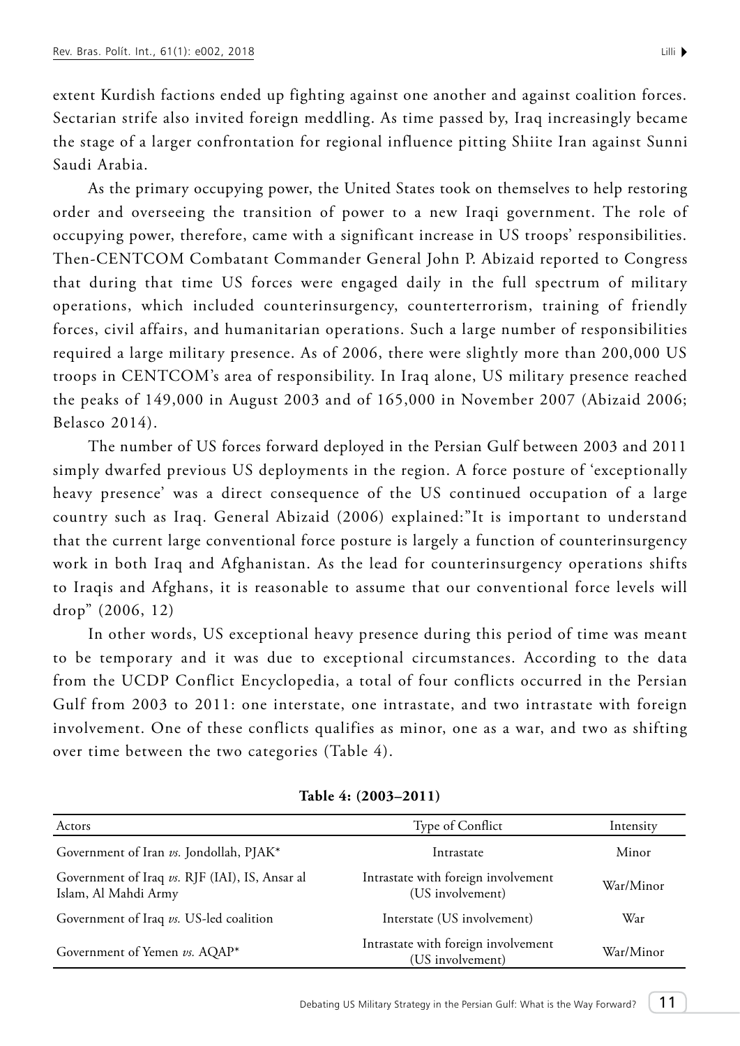extent Kurdish factions ended up fighting against one another and against coalition forces. Sectarian strife also invited foreign meddling. As time passed by, Iraq increasingly became the stage of a larger confrontation for regional influence pitting Shiite Iran against Sunni Saudi Arabia.

As the primary occupying power, the United States took on themselves to help restoring order and overseeing the transition of power to a new Iraqi government. The role of occupying power, therefore, came with a significant increase in US troops' responsibilities. Then-CENTCOM Combatant Commander General John P. Abizaid reported to Congress that during that time US forces were engaged daily in the full spectrum of military operations, which included counterinsurgency, counterterrorism, training of friendly forces, civil affairs, and humanitarian operations. Such a large number of responsibilities required a large military presence. As of 2006, there were slightly more than 200,000 US troops in CENTCOM's area of responsibility. In Iraq alone, US military presence reached the peaks of 149,000 in August 2003 and of 165,000 in November 2007 (Abizaid 2006; Belasco 2014).

The number of US forces forward deployed in the Persian Gulf between 2003 and 2011 simply dwarfed previous US deployments in the region. A force posture of 'exceptionally heavy presence' was a direct consequence of the US continued occupation of a large country such as Iraq. General Abizaid (2006) explained:"It is important to understand that the current large conventional force posture is largely a function of counterinsurgency work in both Iraq and Afghanistan. As the lead for counterinsurgency operations shifts to Iraqis and Afghans, it is reasonable to assume that our conventional force levels will drop" (2006, 12)

In other words, US exceptional heavy presence during this period of time was meant to be temporary and it was due to exceptional circumstances. According to the data from the UCDP Conflict Encyclopedia, a total of four conflicts occurred in the Persian Gulf from 2003 to 2011: one interstate, one intrastate, and two intrastate with foreign involvement. One of these conflicts qualifies as minor, one as a war, and two as shifting over time between the two categories (Table 4).

**Table 4: (2003–2011)**

| Actors | Type of Conflict | Intensity |
|---|---|---|
| Government of Iran *vs.* Jondollah, PJAK* | Intrastate | Minor |
| Government of Iraq *vs.* RJF (IAI), IS, Ansar al Islam, Al Mahdi Army | Intrastate with foreign involvement (US involvement) | War/Minor |
| Government of Iraq *vs.* US-led coalition | Interstate (US involvement) | War |
| Government of Yemen *vs.* AQAP* | Intrastate with foreign involvement (US involvement) | War/Minor |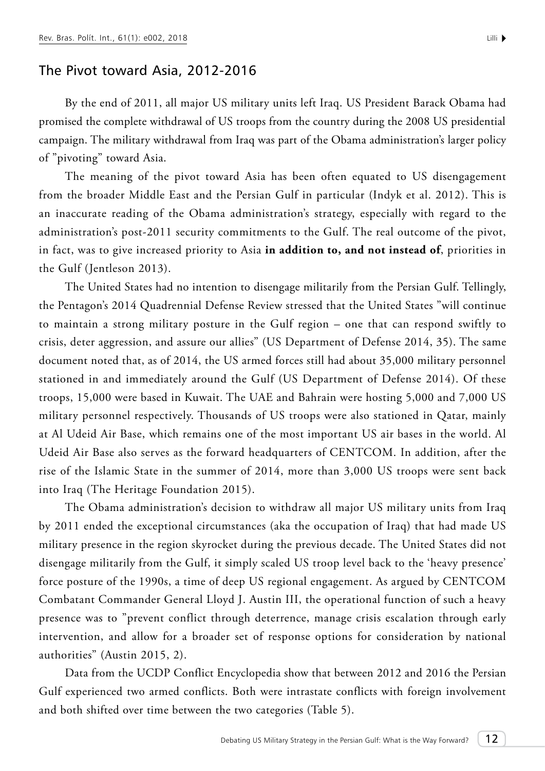## The Pivot toward Asia, 2012-2016

By the end of 2011, all major US military units left Iraq. US President Barack Obama had promised the complete withdrawal of US troops from the country during the 2008 US presidential campaign. The military withdrawal from Iraq was part of the Obama administration's larger policy of "pivoting" toward Asia.

The meaning of the pivot toward Asia has been often equated to US disengagement from the broader Middle East and the Persian Gulf in particular (Indyk et al. 2012). This is an inaccurate reading of the Obama administration's strategy, especially with regard to the administration's post-2011 security commitments to the Gulf. The real outcome of the pivot, in fact, was to give increased priority to Asia **in addition to, and not instead of**, priorities in the Gulf (Jentleson 2013).

The United States had no intention to disengage militarily from the Persian Gulf. Tellingly, the Pentagon's 2014 Quadrennial Defense Review stressed that the United States "will continue to maintain a strong military posture in the Gulf region – one that can respond swiftly to crisis, deter aggression, and assure our allies" (US Department of Defense 2014, 35). The same document noted that, as of 2014, the US armed forces still had about 35,000 military personnel stationed in and immediately around the Gulf (US Department of Defense 2014). Of these troops, 15,000 were based in Kuwait. The UAE and Bahrain were hosting 5,000 and 7,000 US military personnel respectively. Thousands of US troops were also stationed in Qatar, mainly at Al Udeid Air Base, which remains one of the most important US air bases in the world. Al Udeid Air Base also serves as the forward headquarters of CENTCOM. In addition, after the rise of the Islamic State in the summer of 2014, more than 3,000 US troops were sent back into Iraq (The Heritage Foundation 2015).

The Obama administration's decision to withdraw all major US military units from Iraq by 2011 ended the exceptional circumstances (aka the occupation of Iraq) that had made US military presence in the region skyrocket during the previous decade. The United States did not disengage militarily from the Gulf, it simply scaled US troop level back to the 'heavy presence' force posture of the 1990s, a time of deep US regional engagement. As argued by CENTCOM Combatant Commander General Lloyd J. Austin III, the operational function of such a heavy presence was to "prevent conflict through deterrence, manage crisis escalation through early intervention, and allow for a broader set of response options for consideration by national authorities" (Austin 2015, 2).

Data from the UCDP Conflict Encyclopedia show that between 2012 and 2016 the Persian Gulf experienced two armed conflicts. Both were intrastate conflicts with foreign involvement and both shifted over time between the two categories (Table 5).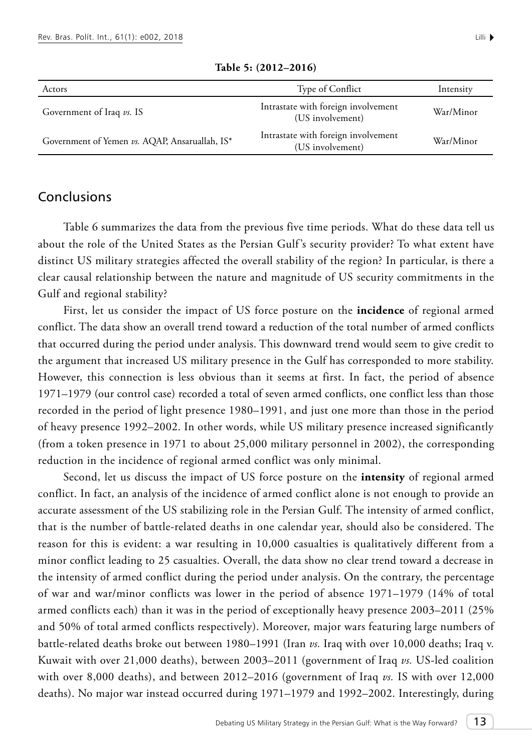**Table 5: (2012–2016)**

| Actors | Type of Conflict | Intensity |
|---|---|---|
| Government of Iraq *vs.* IS | Intrastate with foreign involvement (US involvement) | War/Minor |
| Government of Yemen *vs.* AQAP, Ansaruallah, IS* | Intrastate with foreign involvement (US involvement) | War/Minor |

## Conclusions

Table 6 summarizes the data from the previous five time periods. What do these data tell us about the role of the United States as the Persian Gulf's security provider? To what extent have distinct US military strategies affected the overall stability of the region? In particular, is there a clear causal relationship between the nature and magnitude of US security commitments in the Gulf and regional stability?

First, let us consider the impact of US force posture on the **incidence** of regional armed conflict. The data show an overall trend toward a reduction of the total number of armed conflicts that occurred during the period under analysis. This downward trend would seem to give credit to the argument that increased US military presence in the Gulf has corresponded to more stability. However, this connection is less obvious than it seems at first. In fact, the period of absence 1971–1979 (our control case) recorded a total of seven armed conflicts, one conflict less than those recorded in the period of light presence 1980–1991, and just one more than those in the period of heavy presence 1992–2002. In other words, while US military presence increased significantly (from a token presence in 1971 to about 25,000 military personnel in 2002), the corresponding reduction in the incidence of regional armed conflict was only minimal.

Second, let us discuss the impact of US force posture on the **intensity** of regional armed conflict. In fact, an analysis of the incidence of armed conflict alone is not enough to provide an accurate assessment of the US stabilizing role in the Persian Gulf. The intensity of armed conflict, that is the number of battle-related deaths in one calendar year, should also be considered. The reason for this is evident: a war resulting in 10,000 casualties is qualitatively different from a minor conflict leading to 25 casualties. Overall, the data show no clear trend toward a decrease in the intensity of armed conflict during the period under analysis. On the contrary, the percentage of war and war/minor conflicts was lower in the period of absence 1971–1979 (14% of total armed conflicts each) than it was in the period of exceptionally heavy presence 2003–2011 (25% and 50% of total armed conflicts respectively). Moreover, major wars featuring large numbers of battle-related deaths broke out between 1980–1991 (Iran *vs.* Iraq with over 10,000 deaths; Iraq v. Kuwait with over 21,000 deaths), between 2003–2011 (government of Iraq *vs.* US-led coalition with over 8,000 deaths), and between 2012–2016 (government of Iraq *vs.* IS with over 12,000 deaths). No major war instead occurred during 1971–1979 and 1992–2002. Interestingly, during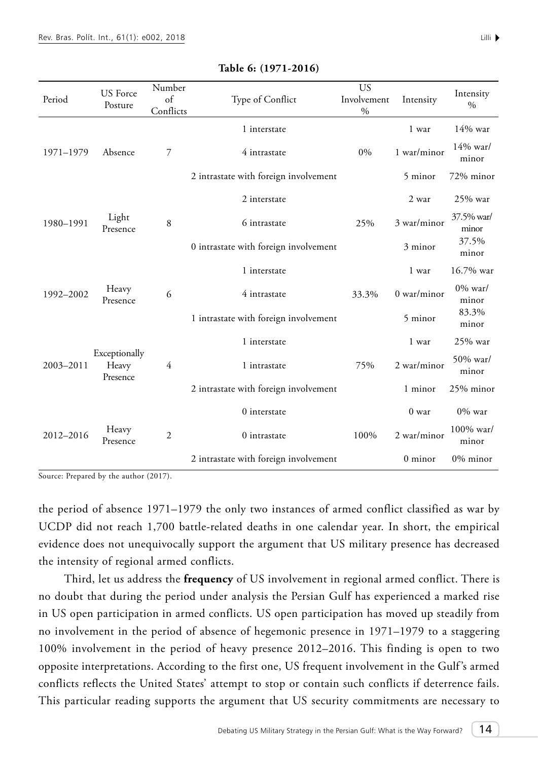**Table 6: (1971-2016)**

| Period | US Force Posture | Number of Conflicts | Type of Conflict | US Involvement % | Intensity | Intensity % |
|---|---|---|---|---|---|---|
| 1971–1979 | Absence | 7 | 1 interstate | 0% | 1 war | 14% war |
| | | | 4 intrastate | | 1 war/minor | 14% war/minor |
| | | | 2 intrastate with foreign involvement | | 5 minor | 72% minor |
| 1980–1991 | Light Presence | 8 | 2 interstate | 25% | 2 war | 25% war |
| | | | 6 intrastate | | 3 war/minor | 37.5% war/minor |
| | | | 0 intrastate with foreign involvement | | 3 minor | 37.5% minor |
| 1992–2002 | Heavy Presence | 6 | 1 interstate | 33.3% | 1 war | 16.7% war |
| | | | 4 intrastate | | 0 war/minor | 0% war/minor |
| | | | 1 intrastate with foreign involvement | | 5 minor | 83.3% minor |
| 2003–2011 | Exceptionally Heavy Presence | 4 | 1 interstate | 75% | 1 war | 25% war |
| | | | 1 intrastate | | 2 war/minor | 50% war/minor |
| | | | 2 intrastate with foreign involvement | | 1 minor | 25% minor |
| 2012–2016 | Heavy Presence | 2 | 0 interstate | 100% | 0 war | 0% war |
| | | | 0 intrastate | | 2 war/minor | 100% war/minor |
| | | | 2 intrastate with foreign involvement | | 0 minor | 0% minor |

Source: Prepared by the author (2017).

the period of absence 1971–1979 the only two instances of armed conflict classified as war by UCDP did not reach 1,700 battle-related deaths in one calendar year. In short, the empirical evidence does not unequivocally support the argument that US military presence has decreased the intensity of regional armed conflicts.

Third, let us address the **frequency** of US involvement in regional armed conflict. There is no doubt that during the period under analysis the Persian Gulf has experienced a marked rise in US open participation in armed conflicts. US open participation has moved up steadily from no involvement in the period of absence of hegemonic presence in 1971–1979 to a staggering 100% involvement in the period of heavy presence 2012–2016. This finding is open to two opposite interpretations. According to the first one, US frequent involvement in the Gulf's armed conflicts reflects the United States' attempt to stop or contain such conflicts if deterrence fails. This particular reading supports the argument that US security commitments are necessary to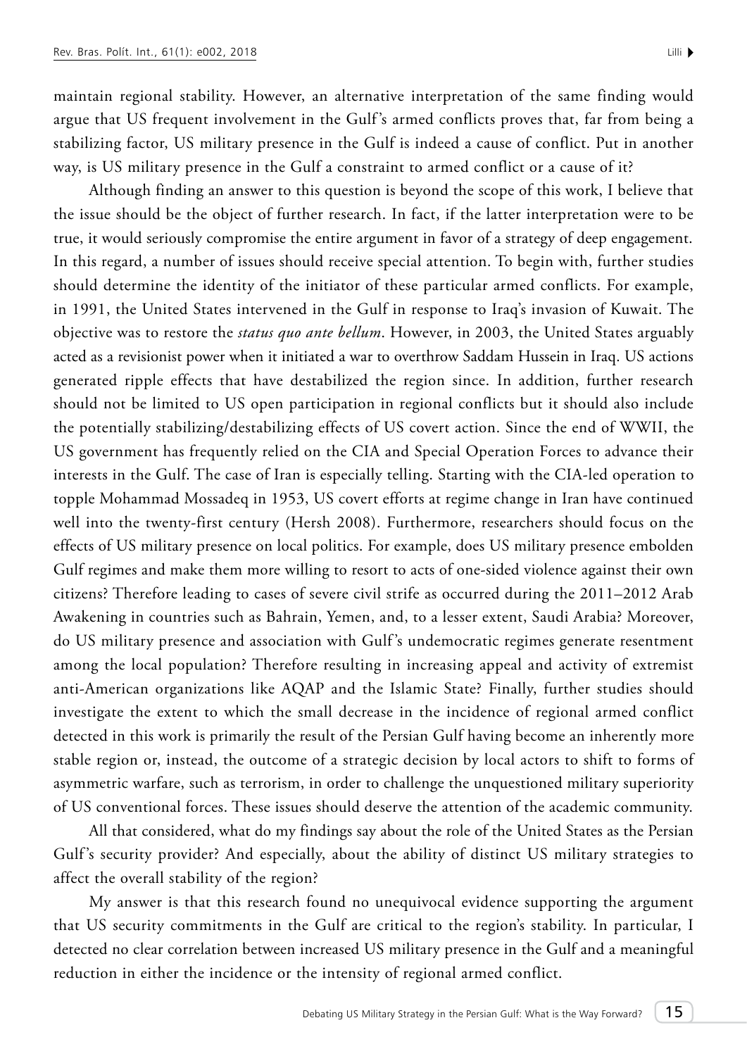maintain regional stability. However, an alternative interpretation of the same finding would argue that US frequent involvement in the Gulf's armed conflicts proves that, far from being a stabilizing factor, US military presence in the Gulf is indeed a cause of conflict. Put in another way, is US military presence in the Gulf a constraint to armed conflict or a cause of it?

Although finding an answer to this question is beyond the scope of this work, I believe that the issue should be the object of further research. In fact, if the latter interpretation were to be true, it would seriously compromise the entire argument in favor of a strategy of deep engagement. In this regard, a number of issues should receive special attention. To begin with, further studies should determine the identity of the initiator of these particular armed conflicts. For example, in 1991, the United States intervened in the Gulf in response to Iraq's invasion of Kuwait. The objective was to restore the *status quo ante bellum*. However, in 2003, the United States arguably acted as a revisionist power when it initiated a war to overthrow Saddam Hussein in Iraq. US actions generated ripple effects that have destabilized the region since. In addition, further research should not be limited to US open participation in regional conflicts but it should also include the potentially stabilizing/destabilizing effects of US covert action. Since the end of WWII, the US government has frequently relied on the CIA and Special Operation Forces to advance their interests in the Gulf. The case of Iran is especially telling. Starting with the CIA-led operation to topple Mohammad Mossadeq in 1953, US covert efforts at regime change in Iran have continued well into the twenty-first century (Hersh 2008). Furthermore, researchers should focus on the effects of US military presence on local politics. For example, does US military presence embolden Gulf regimes and make them more willing to resort to acts of one-sided violence against their own citizens? Therefore leading to cases of severe civil strife as occurred during the 2011–2012 Arab Awakening in countries such as Bahrain, Yemen, and, to a lesser extent, Saudi Arabia? Moreover, do US military presence and association with Gulf's undemocratic regimes generate resentment among the local population? Therefore resulting in increasing appeal and activity of extremist anti-American organizations like AQAP and the Islamic State? Finally, further studies should investigate the extent to which the small decrease in the incidence of regional armed conflict detected in this work is primarily the result of the Persian Gulf having become an inherently more stable region or, instead, the outcome of a strategic decision by local actors to shift to forms of asymmetric warfare, such as terrorism, in order to challenge the unquestioned military superiority of US conventional forces. These issues should deserve the attention of the academic community.

All that considered, what do my findings say about the role of the United States as the Persian Gulf's security provider? And especially, about the ability of distinct US military strategies to affect the overall stability of the region?

My answer is that this research found no unequivocal evidence supporting the argument that US security commitments in the Gulf are critical to the region's stability. In particular, I detected no clear correlation between increased US military presence in the Gulf and a meaningful reduction in either the incidence or the intensity of regional armed conflict.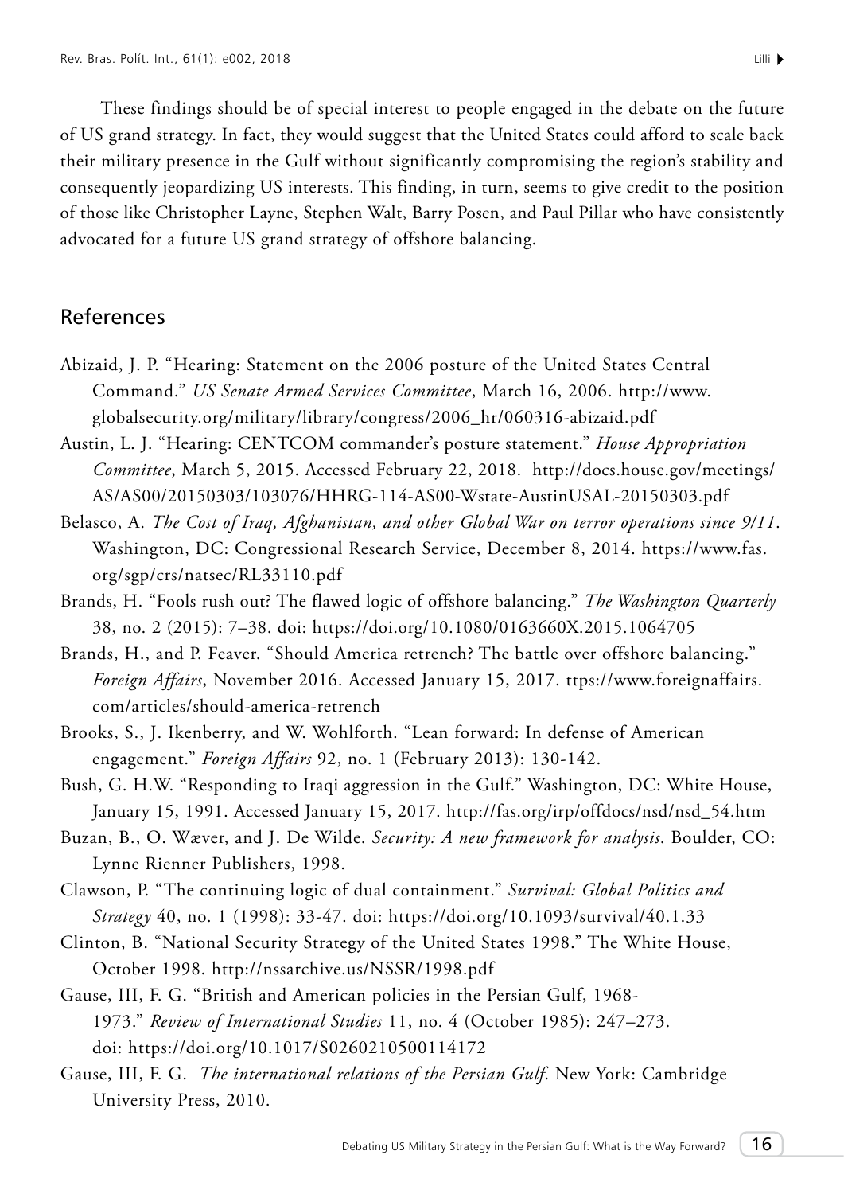These findings should be of special interest to people engaged in the debate on the future of US grand strategy. In fact, they would suggest that the United States could afford to scale back their military presence in the Gulf without significantly compromising the region's stability and consequently jeopardizing US interests. This finding, in turn, seems to give credit to the position of those like Christopher Layne, Stephen Walt, Barry Posen, and Paul Pillar who have consistently advocated for a future US grand strategy of offshore balancing.

## References

Abizaid, J. P. "Hearing: Statement on the 2006 posture of the United States Central Command." *US Senate Armed Services Committee*, March 16, 2006. http://www.globalsecurity.org/military/library/congress/2006_hr/060316-abizaid.pdf

Austin, L. J. "Hearing: CENTCOM commander's posture statement." *House Appropriation Committee*, March 5, 2015. Accessed February 22, 2018. http://docs.house.gov/meetings/AS/AS00/20150303/103076/HHRG-114-AS00-Wstate-AustinUSAL-20150303.pdf

Belasco, A. *The Cost of Iraq, Afghanistan, and other Global War on terror operations since 9/11*. Washington, DC: Congressional Research Service, December 8, 2014. https://www.fas.org/sgp/crs/natsec/RL33110.pdf

Brands, H. "Fools rush out? The flawed logic of offshore balancing." *The Washington Quarterly* 38, no. 2 (2015): 7–38. doi: https://doi.org/10.1080/0163660X.2015.1064705

Brands, H., and P. Feaver. "Should America retrench? The battle over offshore balancing." *Foreign Affairs*, November 2016. Accessed January 15, 2017. ttps://www.foreignaffairs.com/articles/should-america-retrench

Brooks, S., J. Ikenberry, and W. Wohlforth. "Lean forward: In defense of American engagement." *Foreign Affairs* 92, no. 1 (February 2013): 130-142.

Bush, G. H.W. "Responding to Iraqi aggression in the Gulf." Washington, DC: White House, January 15, 1991. Accessed January 15, 2017. http://fas.org/irp/offdocs/nsd/nsd_54.htm

Buzan, B., O. Wæver, and J. De Wilde. *Security: A new framework for analysis*. Boulder, CO: Lynne Rienner Publishers, 1998.

Clawson, P. "The continuing logic of dual containment." *Survival: Global Politics and Strategy* 40, no. 1 (1998): 33-47. doi: https://doi.org/10.1093/survival/40.1.33

Clinton, B. "National Security Strategy of the United States 1998." The White House, October 1998. http://nssarchive.us/NSSR/1998.pdf

Gause, III, F. G. "British and American policies in the Persian Gulf, 1968-1973." *Review of International Studies* 11, no. 4 (October 1985): 247–273. doi: https://doi.org/10.1017/S0260210500114172

Gause, III, F. G. *The international relations of the Persian Gulf*. New York: Cambridge University Press, 2010.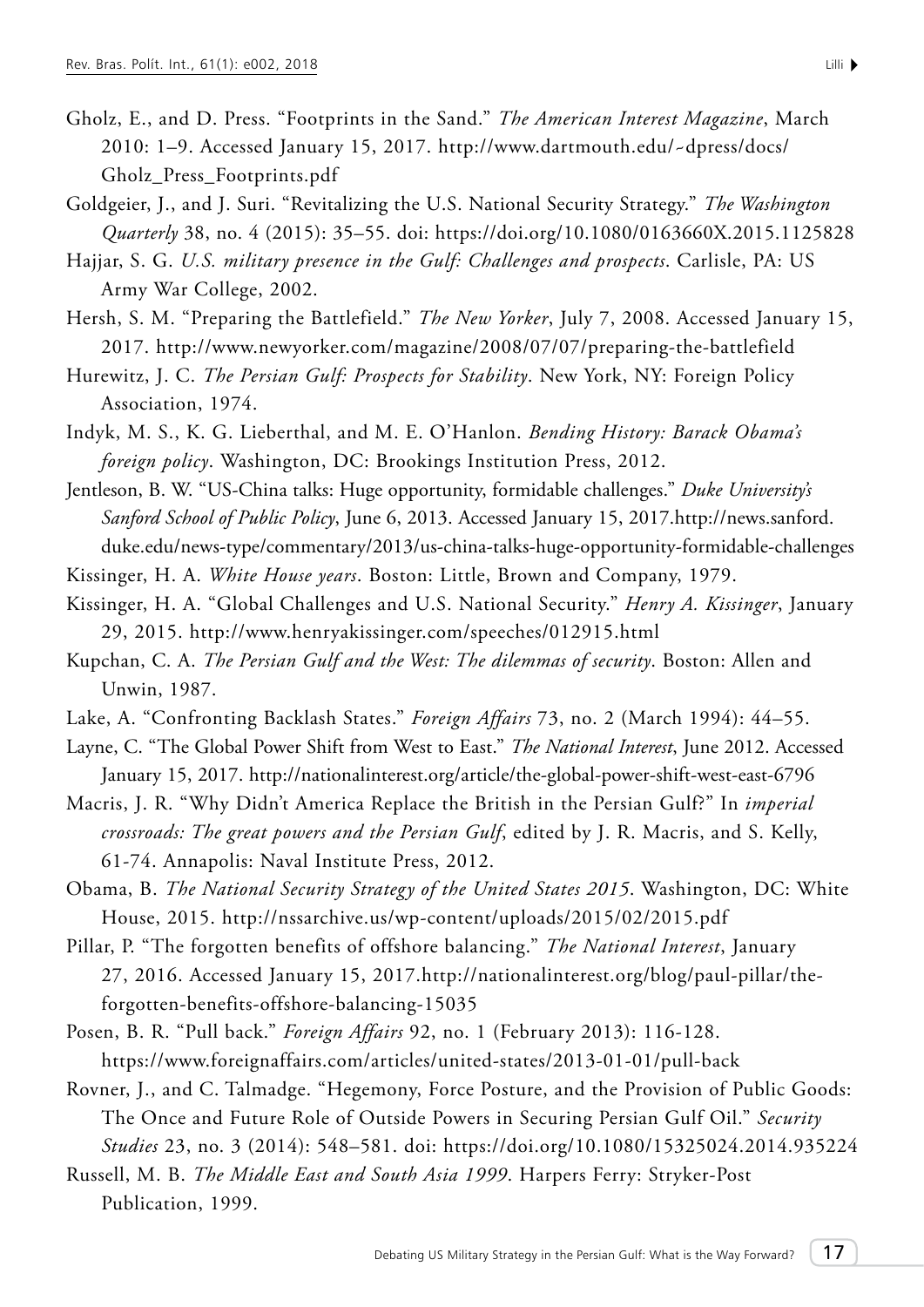Gholz, E., and D. Press. "Footprints in the Sand." *The American Interest Magazine*, March 2010: 1–9. Accessed January 15, 2017. http://www.dartmouth.edu/~dpress/docs/Gholz_Press_Footprints.pdf

Goldgeier, J., and J. Suri. "Revitalizing the U.S. National Security Strategy." *The Washington Quarterly* 38, no. 4 (2015): 35–55. doi: https://doi.org/10.1080/0163660X.2015.1125828

Hajjar, S. G. *U.S. military presence in the Gulf: Challenges and prospects*. Carlisle, PA: US Army War College, 2002.

Hersh, S. M. "Preparing the Battlefield." *The New Yorker*, July 7, 2008. Accessed January 15, 2017. http://www.newyorker.com/magazine/2008/07/07/preparing-the-battlefield

Hurewitz, J. C. *The Persian Gulf: Prospects for Stability*. New York, NY: Foreign Policy Association, 1974.

Indyk, M. S., K. G. Lieberthal, and M. E. O'Hanlon. *Bending History: Barack Obama's foreign policy*. Washington, DC: Brookings Institution Press, 2012.

Jentleson, B. W. "US-China talks: Huge opportunity, formidable challenges." *Duke University's Sanford School of Public Policy*, June 6, 2013. Accessed January 15, 2017.http://news.sanford.duke.edu/news-type/commentary/2013/us-china-talks-huge-opportunity-formidable-challenges

Kissinger, H. A. *White House years*. Boston: Little, Brown and Company, 1979.

Kissinger, H. A. "Global Challenges and U.S. National Security." *Henry A. Kissinger*, January 29, 2015. http://www.henryakissinger.com/speeches/012915.html

Kupchan, C. A. *The Persian Gulf and the West: The dilemmas of security*. Boston: Allen and Unwin, 1987.

Lake, A. "Confronting Backlash States." *Foreign Affairs* 73, no. 2 (March 1994): 44–55.

Layne, C. "The Global Power Shift from West to East." *The National Interest*, June 2012. Accessed January 15, 2017. http://nationalinterest.org/article/the-global-power-shift-west-east-6796

Macris, J. R. "Why Didn't America Replace the British in the Persian Gulf?" In *imperial crossroads: The great powers and the Persian Gulf*, edited by J. R. Macris, and S. Kelly, 61-74. Annapolis: Naval Institute Press, 2012.

Obama, B. *The National Security Strategy of the United States 2015*. Washington, DC: White House, 2015. http://nssarchive.us/wp-content/uploads/2015/02/2015.pdf

Pillar, P. "The forgotten benefits of offshore balancing." *The National Interest*, January 27, 2016. Accessed January 15, 2017.http://nationalinterest.org/blog/paul-pillar/the-forgotten-benefits-offshore-balancing-15035

Posen, B. R. "Pull back." *Foreign Affairs* 92, no. 1 (February 2013): 116-128. https://www.foreignaffairs.com/articles/united-states/2013-01-01/pull-back

Rovner, J., and C. Talmadge. "Hegemony, Force Posture, and the Provision of Public Goods: The Once and Future Role of Outside Powers in Securing Persian Gulf Oil." *Security Studies* 23, no. 3 (2014): 548–581. doi: https://doi.org/10.1080/15325024.2014.935224

Russell, M. B. *The Middle East and South Asia 1999*. Harpers Ferry: Stryker-Post Publication, 1999.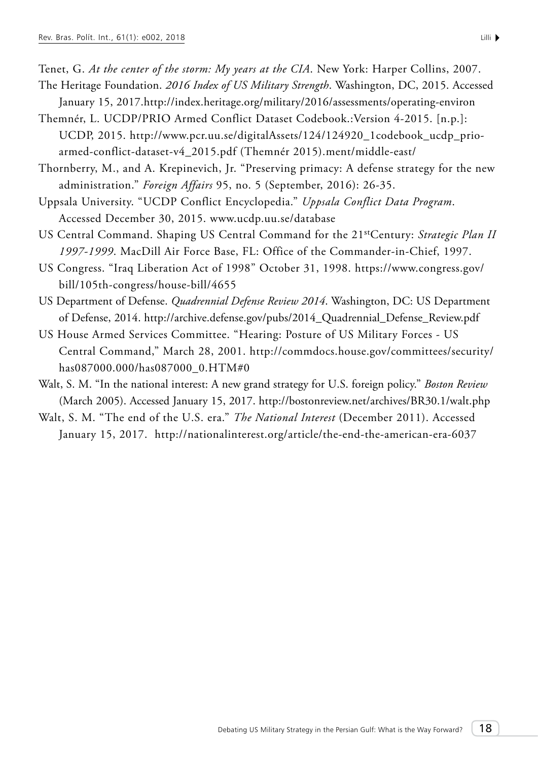Tenet, G. *At the center of the storm: My years at the CIA*. New York: Harper Collins, 2007.

The Heritage Foundation. *2016 Index of US Military Strength*. Washington, DC, 2015. Accessed January 15, 2017.http://index.heritage.org/military/2016/assessments/operating-environ

Themnér, L. UCDP/PRIO Armed Conflict Dataset Codebook.:Version 4-2015. [n.p.]: UCDP, 2015. http://www.pcr.uu.se/digitalAssets/124/124920_1codebook_ucdp_prio-armed-conflict-dataset-v4_2015.pdf (Themnér 2015).ment/middle-east/

Thornberry, M., and A. Krepinevich, Jr. "Preserving primacy: A defense strategy for the new administration." *Foreign Affairs* 95, no. 5 (September, 2016): 26-35.

Uppsala University. "UCDP Conflict Encyclopedia." *Uppsala Conflict Data Program*. Accessed December 30, 2015. www.ucdp.uu.se/database

US Central Command. Shaping US Central Command for the 21stCentury: *Strategic Plan II 1997-1999*. MacDill Air Force Base, FL: Office of the Commander-in-Chief, 1997.

US Congress. "Iraq Liberation Act of 1998" October 31, 1998. https://www.congress.gov/bill/105th-congress/house-bill/4655

US Department of Defense. *Quadrennial Defense Review 2014*. Washington, DC: US Department of Defense, 2014. http://archive.defense.gov/pubs/2014_Quadrennial_Defense_Review.pdf

US House Armed Services Committee. "Hearing: Posture of US Military Forces - US Central Command," March 28, 2001. http://commdocs.house.gov/committees/security/has087000.000/has087000_0.HTM#0

Walt, S. M. "In the national interest: A new grand strategy for U.S. foreign policy." *Boston Review* (March 2005). Accessed January 15, 2017. http://bostonreview.net/archives/BR30.1/walt.php

Walt, S. M. "The end of the U.S. era." *The National Interest* (December 2011). Accessed January 15, 2017. http://nationalinterest.org/article/the-end-the-american-era-6037